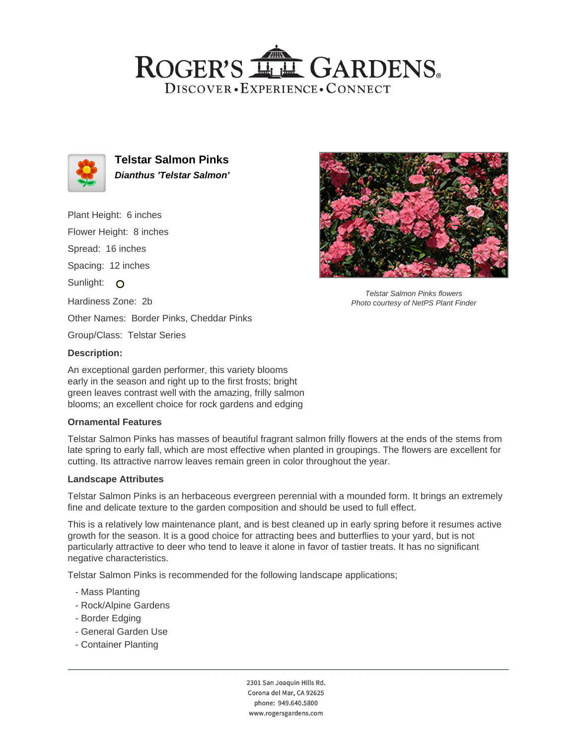# ROGER'S GARDENS

DISCOVER • EXPERIENCE • CONNECT

## Telstar Salmon Pinks

***Dianthus 'Telstar Salmon'***

Plant Height: 6 inches

Flower Height: 8 inches

Spread: 16 inches

Spacing: 12 inches

Sunlight: O

Hardiness Zone: 2b

Other Names: Border Pinks, Cheddar Pinks

Group/Class: Telstar Series

*Telstar Salmon Pinks flowers*
*Photo courtesy of NetPS Plant Finder*

### Description:

An exceptional garden performer, this variety blooms early in the season and right up to the first frosts; bright green leaves contrast well with the amazing, frilly salmon blooms; an excellent choice for rock gardens and edging

### Ornamental Features

Telstar Salmon Pinks has masses of beautiful fragrant salmon frilly flowers at the ends of the stems from late spring to early fall, which are most effective when planted in groupings. The flowers are excellent for cutting. Its attractive narrow leaves remain green in color throughout the year.

### Landscape Attributes

Telstar Salmon Pinks is an herbaceous evergreen perennial with a mounded form. It brings an extremely fine and delicate texture to the garden composition and should be used to full effect.

This is a relatively low maintenance plant, and is best cleaned up in early spring before it resumes active growth for the season. It is a good choice for attracting bees and butterflies to your yard, but is not particularly attractive to deer who tend to leave it alone in favor of tastier treats. It has no significant negative characteristics.

Telstar Salmon Pinks is recommended for the following landscape applications;

- Mass Planting
- Rock/Alpine Gardens
- Border Edging
- General Garden Use
- Container Planting

2301 San Joaquin Hills Rd.
Corona del Mar, CA 92625
phone: 949.640.5800
www.rogersgardens.com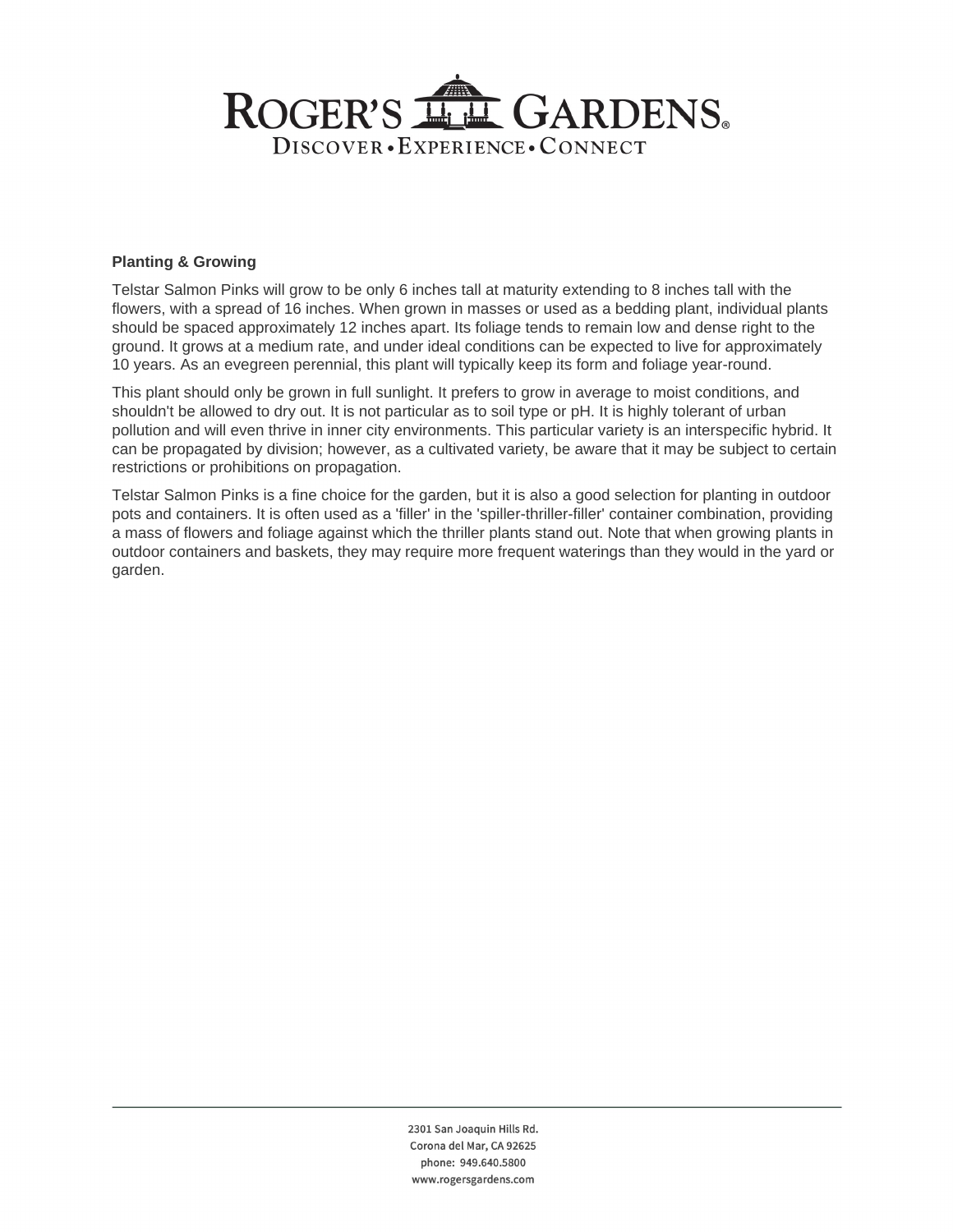**Planting & Growing**

Telstar Salmon Pinks will grow to be only 6 inches tall at maturity extending to 8 inches tall with the flowers, with a spread of 16 inches. When grown in masses or used as a bedding plant, individual plants should be spaced approximately 12 inches apart. Its foliage tends to remain low and dense right to the ground. It grows at a medium rate, and under ideal conditions can be expected to live for approximately 10 years. As an evegreen perennial, this plant will typically keep its form and foliage year-round.

This plant should only be grown in full sunlight. It prefers to grow in average to moist conditions, and shouldn't be allowed to dry out. It is not particular as to soil type or pH. It is highly tolerant of urban pollution and will even thrive in inner city environments. This particular variety is an interspecific hybrid. It can be propagated by division; however, as a cultivated variety, be aware that it may be subject to certain restrictions or prohibitions on propagation.

Telstar Salmon Pinks is a fine choice for the garden, but it is also a good selection for planting in outdoor pots and containers. It is often used as a 'filler' in the 'spiller-thriller-filler' container combination, providing a mass of flowers and foliage against which the thriller plants stand out. Note that when growing plants in outdoor containers and baskets, they may require more frequent waterings than they would in the yard or garden.